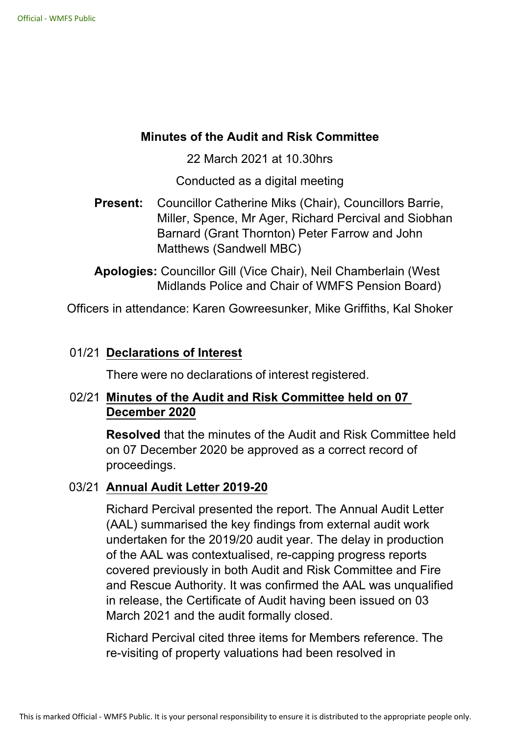# Minutes of the Audit and Risk Committee

22 March 2021 at 10.30hrs

Conducted as a digital meeting

**Present:** Councillor Catherine Miks (Chair), Councillors Barrie, Miller, Spence, Mr Ager, Richard Percival and Siobhan Barnard (Grant Thornton) Peter Farrow and John Matthews (Sandwell MBC)

**Apologies:** Councillor Gill (Vice Chair), Neil Chamberlain (West Midlands Police and Chair of WMFS Pension Board)

Officers in attendance: Karen Gowreesunker, Mike Griffiths, Kal Shoker

## 01/21 Declarations of Interest

There were no declarations of interest registered.

## 02/21 Minutes of the Audit and Risk Committee held on 07 December 2020

**Resolved** that the minutes of the Audit and Risk Committee held on 07 December 2020 be approved as a correct record of proceedings.

## 03/21 Annual Audit Letter 2019-20

Richard Percival presented the report. The Annual Audit Letter (AAL) summarised the key findings from external audit work undertaken for the 2019/20 audit year. The delay in production of the AAL was contextualised, re-capping progress reports covered previously in both Audit and Risk Committee and Fire and Rescue Authority. It was confirmed the AAL was unqualified in release, the Certificate of Audit having been issued on 03 March 2021 and the audit formally closed.

Richard Percival cited three items for Members reference. The re-visiting of property valuations had been resolved in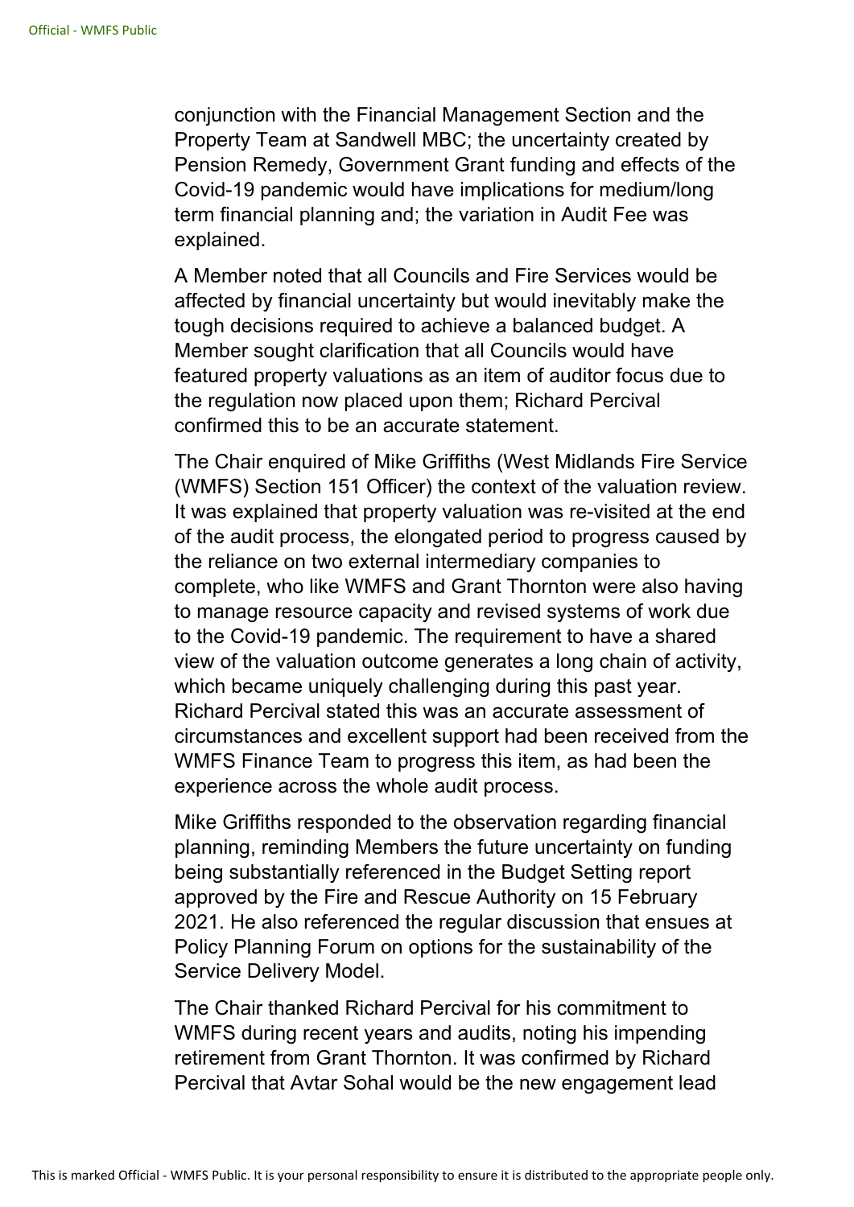conjunction with the Financial Management Section and the Property Team at Sandwell MBC; the uncertainty created by Pension Remedy, Government Grant funding and effects of the Covid-19 pandemic would have implications for medium/long term financial planning and; the variation in Audit Fee was explained.

A Member noted that all Councils and Fire Services would be affected by financial uncertainty but would inevitably make the tough decisions required to achieve a balanced budget. A Member sought clarification that all Councils would have featured property valuations as an item of auditor focus due to the regulation now placed upon them; Richard Percival confirmed this to be an accurate statement.

The Chair enquired of Mike Griffiths (West Midlands Fire Service (WMFS) Section 151 Officer) the context of the valuation review. It was explained that property valuation was re-visited at the end of the audit process, the elongated period to progress caused by the reliance on two external intermediary companies to complete, who like WMFS and Grant Thornton were also having to manage resource capacity and revised systems of work due to the Covid-19 pandemic. The requirement to have a shared view of the valuation outcome generates a long chain of activity, which became uniquely challenging during this past year. Richard Percival stated this was an accurate assessment of circumstances and excellent support had been received from the WMFS Finance Team to progress this item, as had been the experience across the whole audit process.

Mike Griffiths responded to the observation regarding financial planning, reminding Members the future uncertainty on funding being substantially referenced in the Budget Setting report approved by the Fire and Rescue Authority on 15 February 2021. He also referenced the regular discussion that ensues at Policy Planning Forum on options for the sustainability of the Service Delivery Model.

The Chair thanked Richard Percival for his commitment to WMFS during recent years and audits, noting his impending retirement from Grant Thornton. It was confirmed by Richard Percival that Avtar Sohal would be the new engagement lead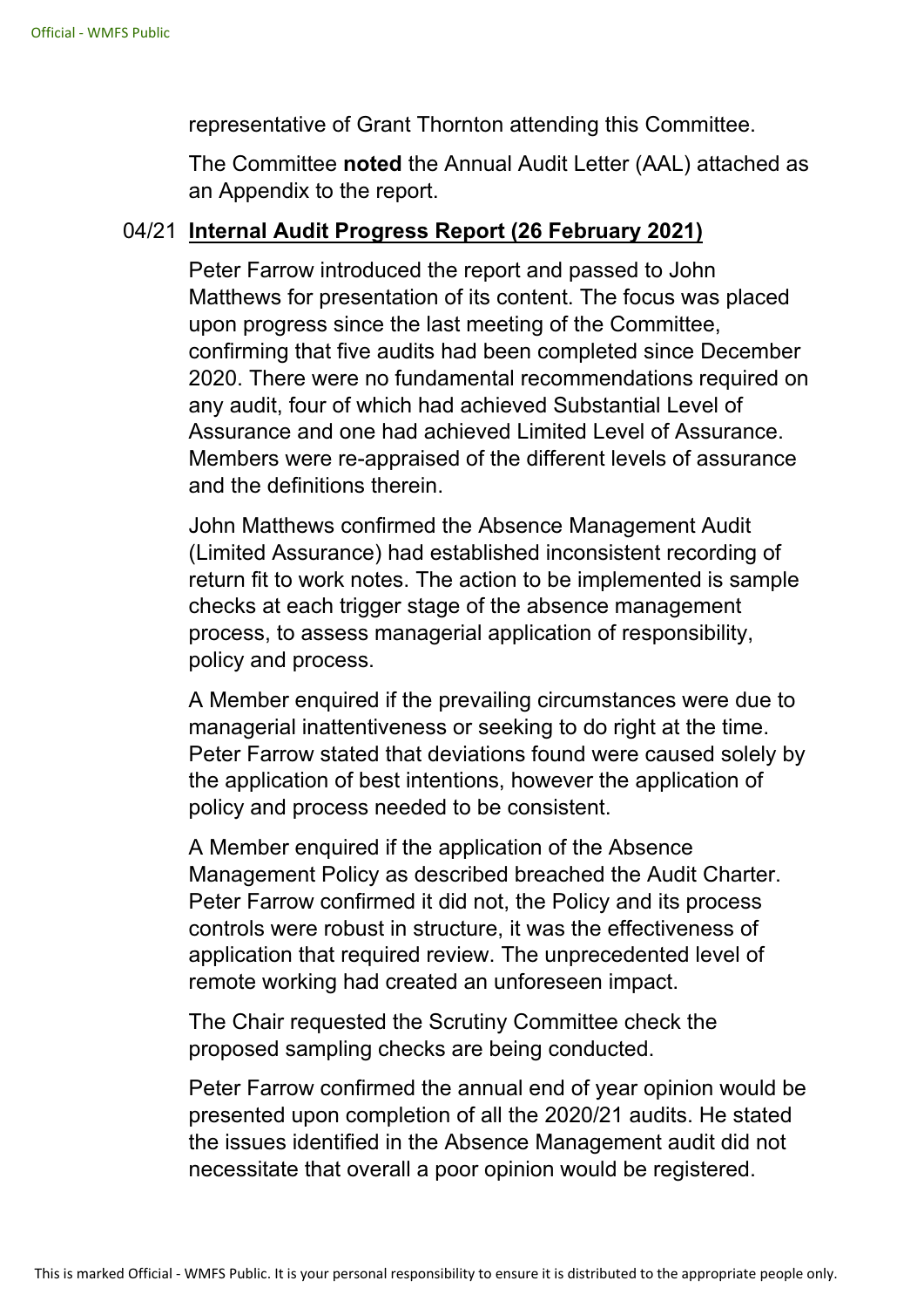representative of Grant Thornton attending this Committee.

The Committee **noted** the Annual Audit Letter (AAL) attached as an Appendix to the report.

04/21 **Internal Audit Progress Report (26 February 2021)**

Peter Farrow introduced the report and passed to John Matthews for presentation of its content. The focus was placed upon progress since the last meeting of the Committee, confirming that five audits had been completed since December 2020. There were no fundamental recommendations required on any audit, four of which had achieved Substantial Level of Assurance and one had achieved Limited Level of Assurance. Members were re-appraised of the different levels of assurance and the definitions therein.

John Matthews confirmed the Absence Management Audit (Limited Assurance) had established inconsistent recording of return fit to work notes. The action to be implemented is sample checks at each trigger stage of the absence management process, to assess managerial application of responsibility, policy and process.

A Member enquired if the prevailing circumstances were due to managerial inattentiveness or seeking to do right at the time. Peter Farrow stated that deviations found were caused solely by the application of best intentions, however the application of policy and process needed to be consistent.

A Member enquired if the application of the Absence Management Policy as described breached the Audit Charter. Peter Farrow confirmed it did not, the Policy and its process controls were robust in structure, it was the effectiveness of application that required review. The unprecedented level of remote working had created an unforeseen impact.

The Chair requested the Scrutiny Committee check the proposed sampling checks are being conducted.

Peter Farrow confirmed the annual end of year opinion would be presented upon completion of all the 2020/21 audits. He stated the issues identified in the Absence Management audit did not necessitate that overall a poor opinion would be registered.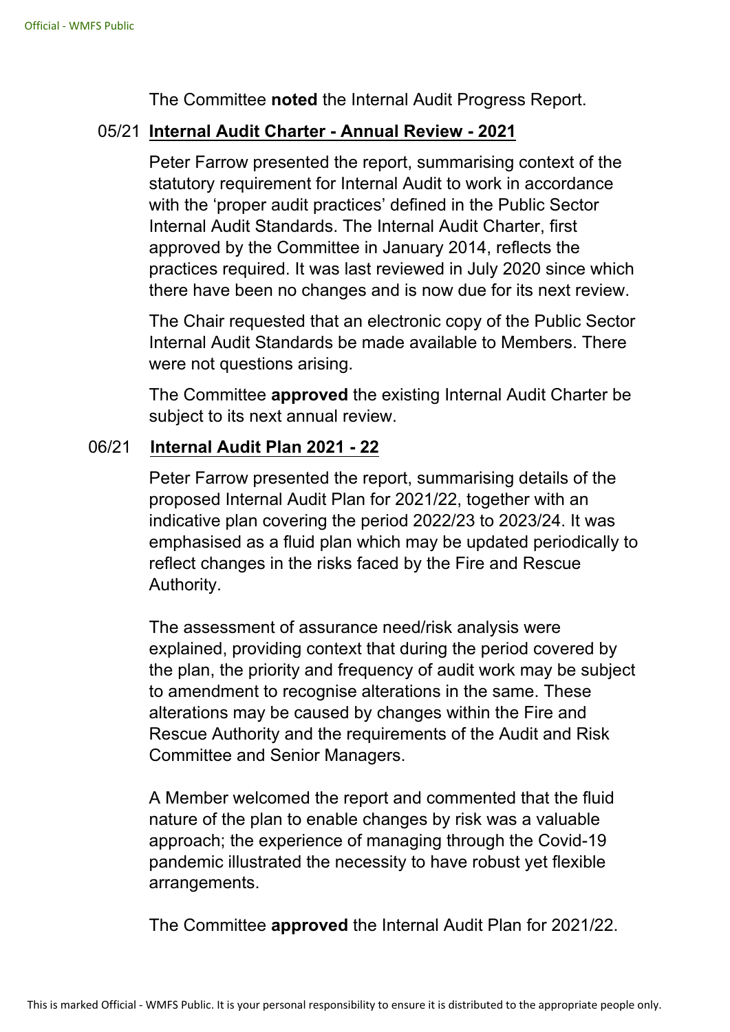The Committee **noted** the Internal Audit Progress Report.

## 05/21 Internal Audit Charter - Annual Review - 2021

Peter Farrow presented the report, summarising context of the statutory requirement for Internal Audit to work in accordance with the 'proper audit practices' defined in the Public Sector Internal Audit Standards. The Internal Audit Charter, first approved by the Committee in January 2014, reflects the practices required. It was last reviewed in July 2020 since which there have been no changes and is now due for its next review.

The Chair requested that an electronic copy of the Public Sector Internal Audit Standards be made available to Members. There were not questions arising.

The Committee **approved** the existing Internal Audit Charter be subject to its next annual review.

## 06/21 Internal Audit Plan 2021 - 22

Peter Farrow presented the report, summarising details of the proposed Internal Audit Plan for 2021/22, together with an indicative plan covering the period 2022/23 to 2023/24. It was emphasised as a fluid plan which may be updated periodically to reflect changes in the risks faced by the Fire and Rescue Authority.

The assessment of assurance need/risk analysis were explained, providing context that during the period covered by the plan, the priority and frequency of audit work may be subject to amendment to recognise alterations in the same. These alterations may be caused by changes within the Fire and Rescue Authority and the requirements of the Audit and Risk Committee and Senior Managers.

A Member welcomed the report and commented that the fluid nature of the plan to enable changes by risk was a valuable approach; the experience of managing through the Covid-19 pandemic illustrated the necessity to have robust yet flexible arrangements.

The Committee **approved** the Internal Audit Plan for 2021/22.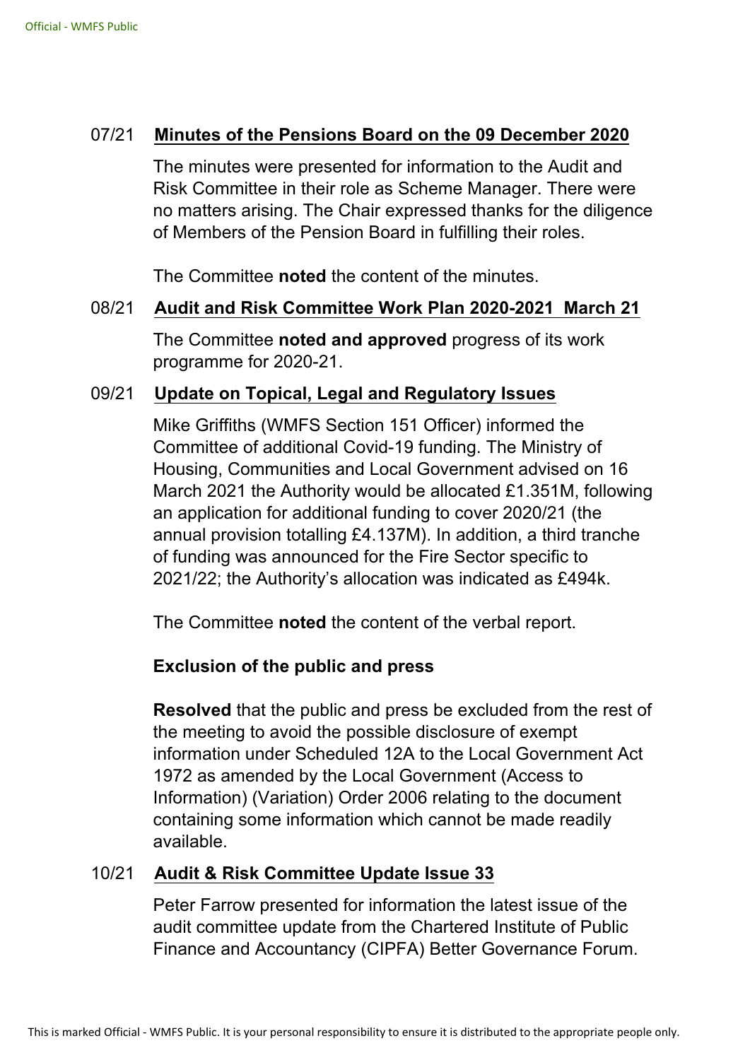07/21 **Minutes of the Pensions Board on the 09 December 2020**

The minutes were presented for information to the Audit and Risk Committee in their role as Scheme Manager. There were no matters arising. The Chair expressed thanks for the diligence of Members of the Pension Board in fulfilling their roles.

The Committee **noted** the content of the minutes.

08/21 **Audit and Risk Committee Work Plan 2020-2021 March 21**

The Committee **noted and approved** progress of its work programme for 2020-21.

09/21 **Update on Topical, Legal and Regulatory Issues**

Mike Griffiths (WMFS Section 151 Officer) informed the Committee of additional Covid-19 funding. The Ministry of Housing, Communities and Local Government advised on 16 March 2021 the Authority would be allocated £1.351M, following an application for additional funding to cover 2020/21 (the annual provision totalling £4.137M). In addition, a third tranche of funding was announced for the Fire Sector specific to 2021/22; the Authority's allocation was indicated as £494k.

The Committee **noted** the content of the verbal report.

**Exclusion of the public and press**

**Resolved** that the public and press be excluded from the rest of the meeting to avoid the possible disclosure of exempt information under Scheduled 12A to the Local Government Act 1972 as amended by the Local Government (Access to Information) (Variation) Order 2006 relating to the document containing some information which cannot be made readily available.

10/21 **Audit & Risk Committee Update Issue 33**

Peter Farrow presented for information the latest issue of the audit committee update from the Chartered Institute of Public Finance and Accountancy (CIPFA) Better Governance Forum.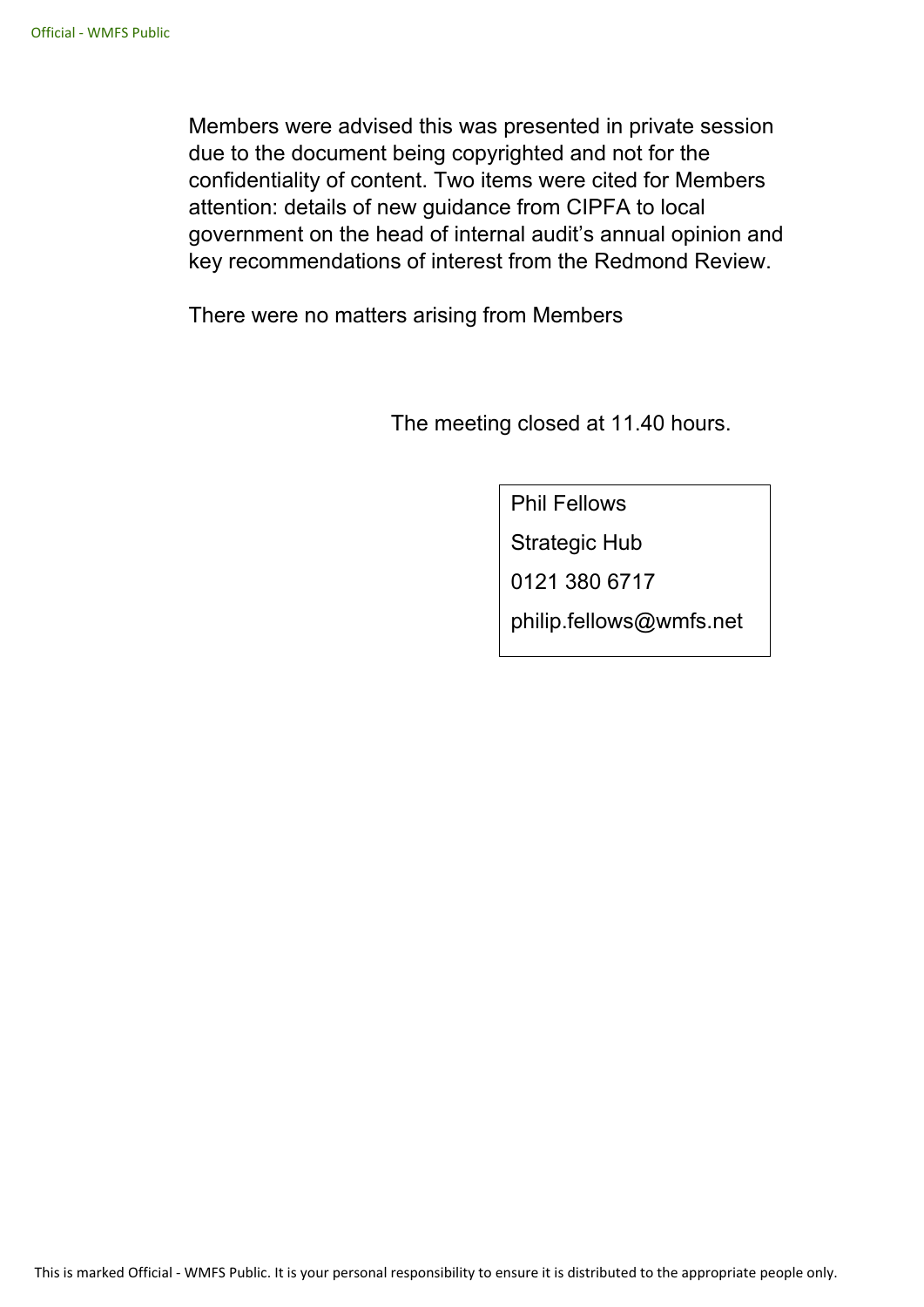Members were advised this was presented in private session due to the document being copyrighted and not for the confidentiality of content. Two items were cited for Members attention: details of new guidance from CIPFA to local government on the head of internal audit's annual opinion and key recommendations of interest from the Redmond Review.

There were no matters arising from Members

The meeting closed at 11.40 hours.

Phil Fellows

Strategic Hub

0121 380 6717

philip.fellows@wmfs.net